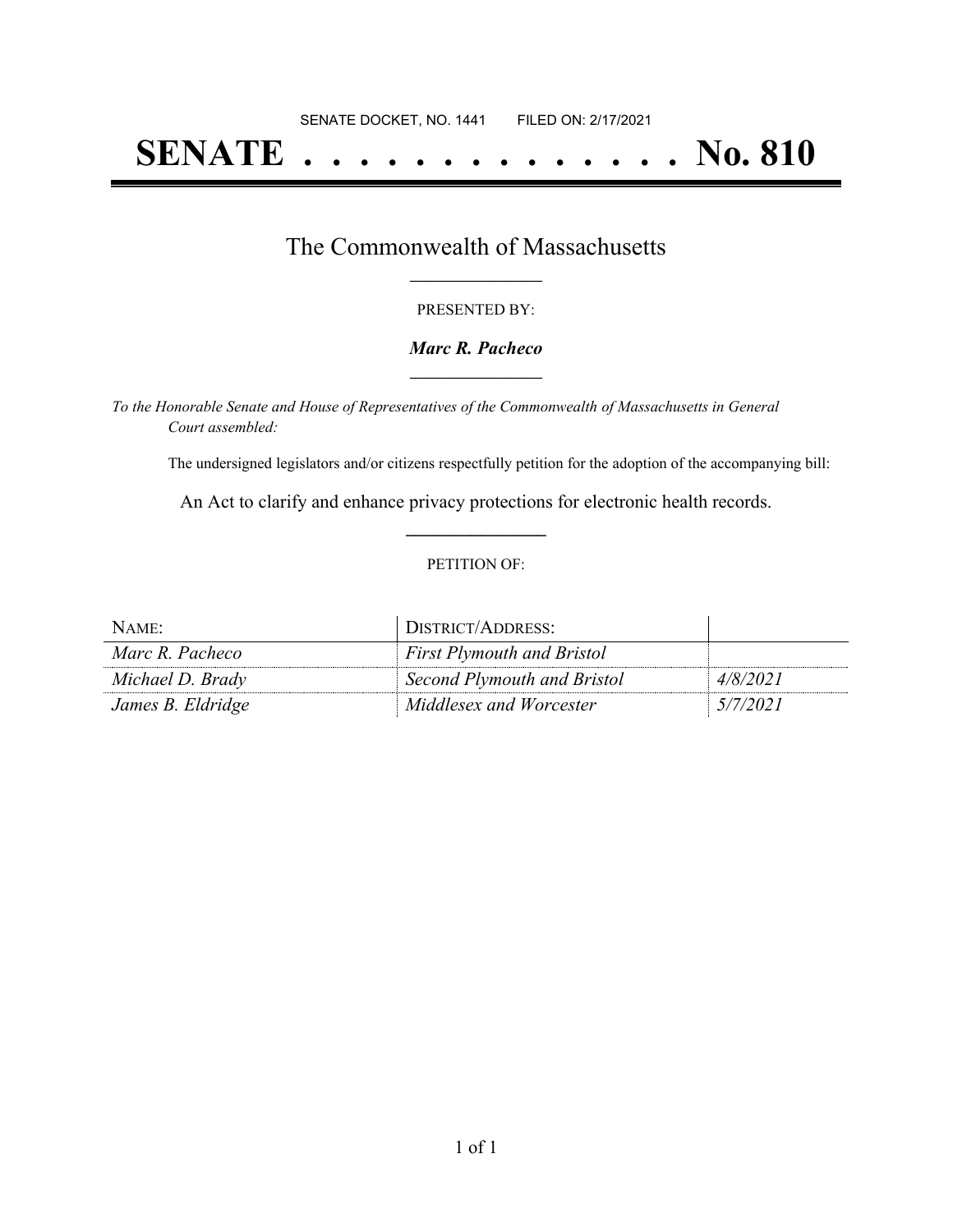SENATE DOCKET, NO. 1441 FILED ON: 2/17/2021

# SENATE . . . . . . . . . . . . . . No. 810

## The Commonwealth of Massachusetts

PRESENTED BY:

***Marc R. Pacheco***

*To the Honorable Senate and House of Representatives of the Commonwealth of Massachusetts in General Court assembled:*

The undersigned legislators and/or citizens respectfully petition for the adoption of the accompanying bill:

An Act to clarify and enhance privacy protections for electronic health records.

PETITION OF:

| NAME: | DISTRICT/ADDRESS: | |
|---|---|---|
| *Marc R. Pacheco* | *First Plymouth and Bristol* | |
| *Michael D. Brady* | *Second Plymouth and Bristol* | *4/8/2021* |
| *James B. Eldridge* | *Middlesex and Worcester* | *5/7/2021* |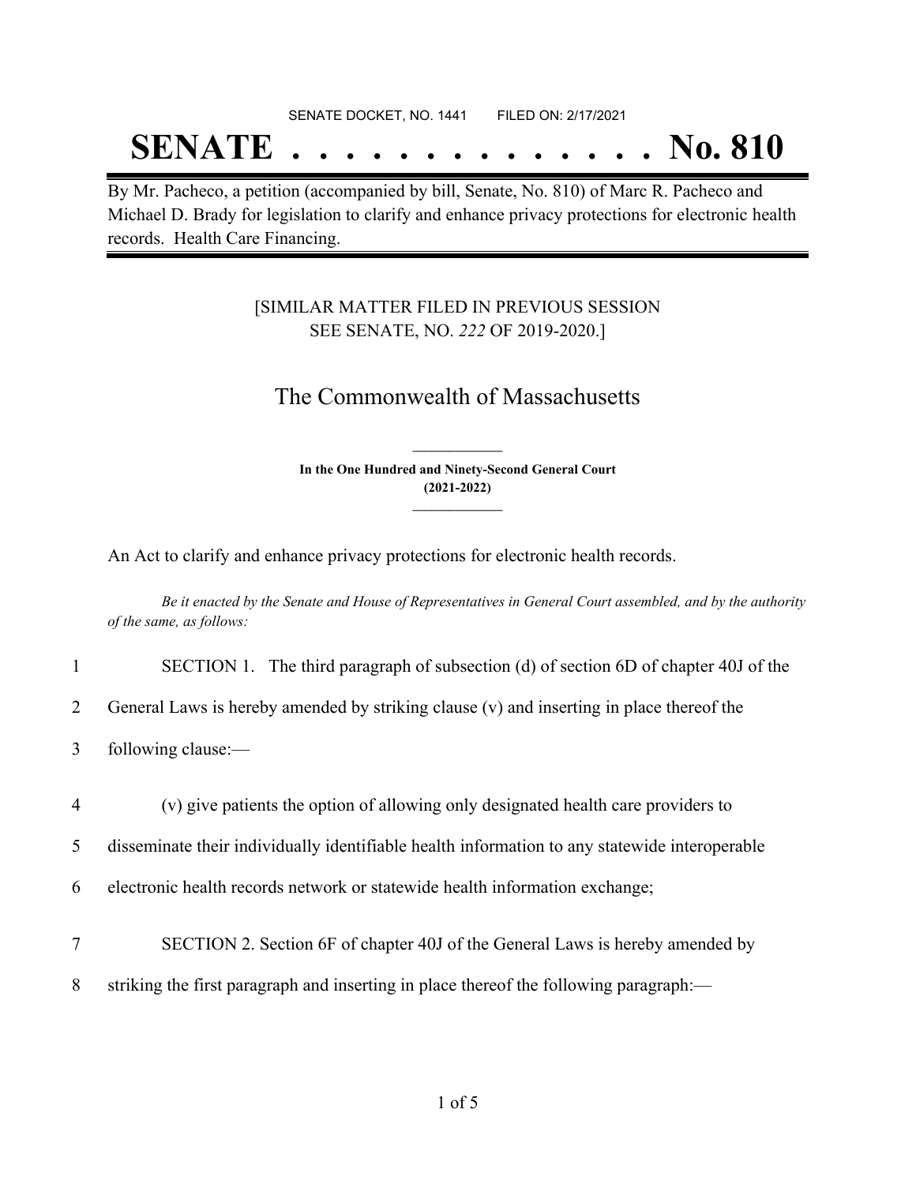SENATE DOCKET, NO. 1441        FILED ON: 2/17/2021

# SENATE . . . . . . . . . . . . . . No. 810

By Mr. Pacheco, a petition (accompanied by bill, Senate, No. 810) of Marc R. Pacheco and Michael D. Brady for legislation to clarify and enhance privacy protections for electronic health records. Health Care Financing.

[SIMILAR MATTER FILED IN PREVIOUS SESSION
SEE SENATE, NO. *222* OF 2019-2020.]

## The Commonwealth of Massachusetts

**In the One Hundred and Ninety-Second General Court**
**(2021-2022)**

An Act to clarify and enhance privacy protections for electronic health records.

*Be it enacted by the Senate and House of Representatives in General Court assembled, and by the authority of the same, as follows:*

1 SECTION 1. The third paragraph of subsection (d) of section 6D of chapter 40J of the
2 General Laws is hereby amended by striking clause (v) and inserting in place thereof the
3 following clause:—

4 (v) give patients the option of allowing only designated health care providers to
5 disseminate their individually identifiable health information to any statewide interoperable
6 electronic health records network or statewide health information exchange;

7 SECTION 2. Section 6F of chapter 40J of the General Laws is hereby amended by
8 striking the first paragraph and inserting in place thereof the following paragraph:—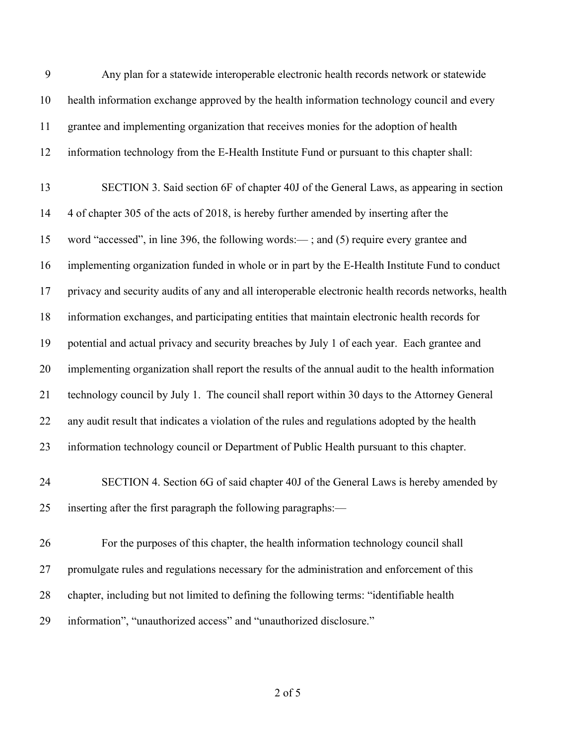Any plan for a statewide interoperable electronic health records network or statewide health information exchange approved by the health information technology council and every grantee and implementing organization that receives monies for the adoption of health information technology from the E-Health Institute Fund or pursuant to this chapter shall:

SECTION 3. Said section 6F of chapter 40J of the General Laws, as appearing in section 4 of chapter 305 of the acts of 2018, is hereby further amended by inserting after the word "accessed", in line 396, the following words:— ; and (5) require every grantee and implementing organization funded in whole or in part by the E-Health Institute Fund to conduct privacy and security audits of any and all interoperable electronic health records networks, health information exchanges, and participating entities that maintain electronic health records for potential and actual privacy and security breaches by July 1 of each year. Each grantee and implementing organization shall report the results of the annual audit to the health information technology council by July 1. The council shall report within 30 days to the Attorney General any audit result that indicates a violation of the rules and regulations adopted by the health information technology council or Department of Public Health pursuant to this chapter.

SECTION 4. Section 6G of said chapter 40J of the General Laws is hereby amended by inserting after the first paragraph the following paragraphs:—

For the purposes of this chapter, the health information technology council shall promulgate rules and regulations necessary for the administration and enforcement of this chapter, including but not limited to defining the following terms: "identifiable health information", "unauthorized access" and "unauthorized disclosure."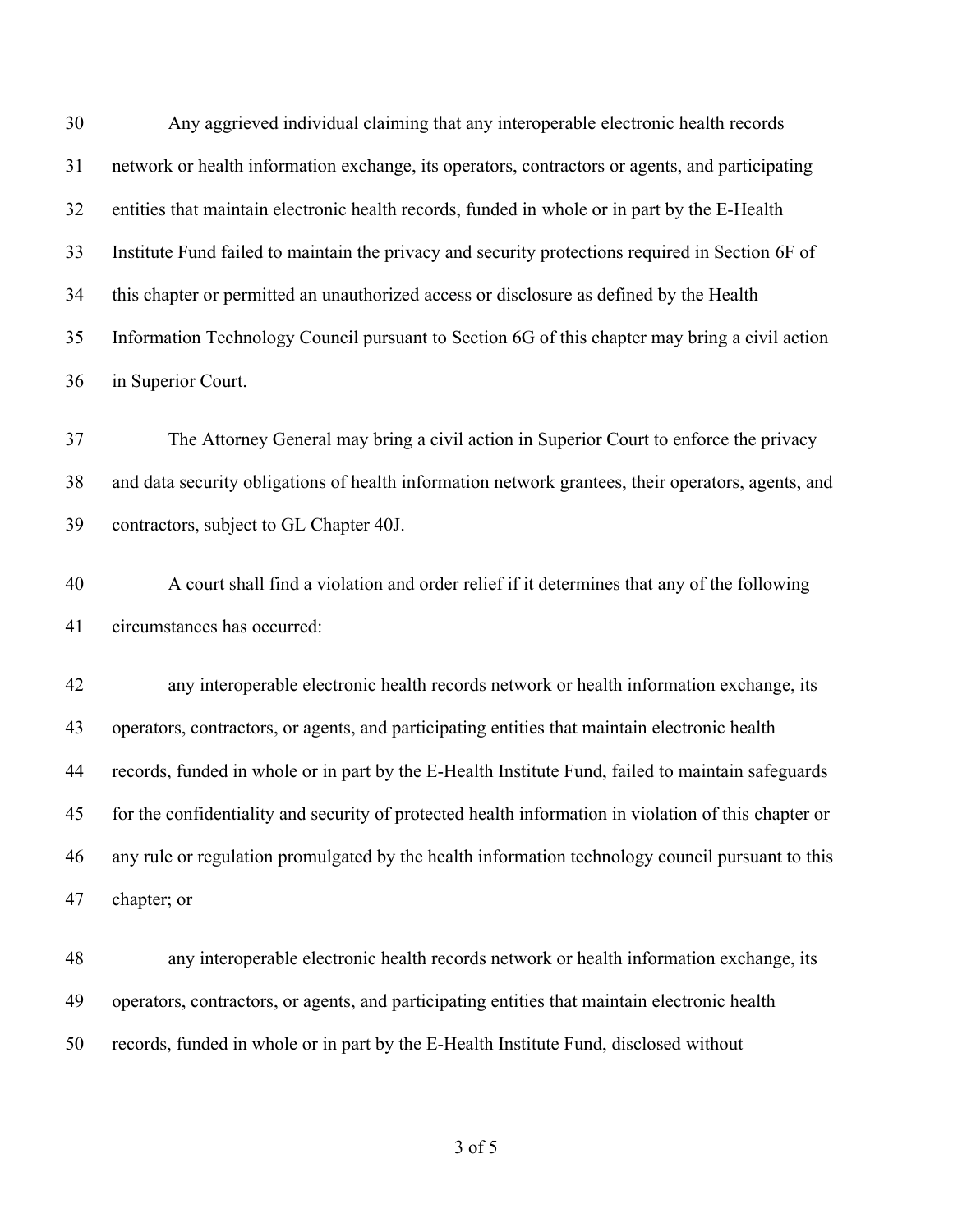Any aggrieved individual claiming that any interoperable electronic health records network or health information exchange, its operators, contractors or agents, and participating entities that maintain electronic health records, funded in whole or in part by the E-Health Institute Fund failed to maintain the privacy and security protections required in Section 6F of this chapter or permitted an unauthorized access or disclosure as defined by the Health Information Technology Council pursuant to Section 6G of this chapter may bring a civil action in Superior Court.

The Attorney General may bring a civil action in Superior Court to enforce the privacy and data security obligations of health information network grantees, their operators, agents, and contractors, subject to GL Chapter 40J.

A court shall find a violation and order relief if it determines that any of the following circumstances has occurred:

any interoperable electronic health records network or health information exchange, its operators, contractors, or agents, and participating entities that maintain electronic health records, funded in whole or in part by the E-Health Institute Fund, failed to maintain safeguards for the confidentiality and security of protected health information in violation of this chapter or any rule or regulation promulgated by the health information technology council pursuant to this chapter; or

any interoperable electronic health records network or health information exchange, its operators, contractors, or agents, and participating entities that maintain electronic health records, funded in whole or in part by the E-Health Institute Fund, disclosed without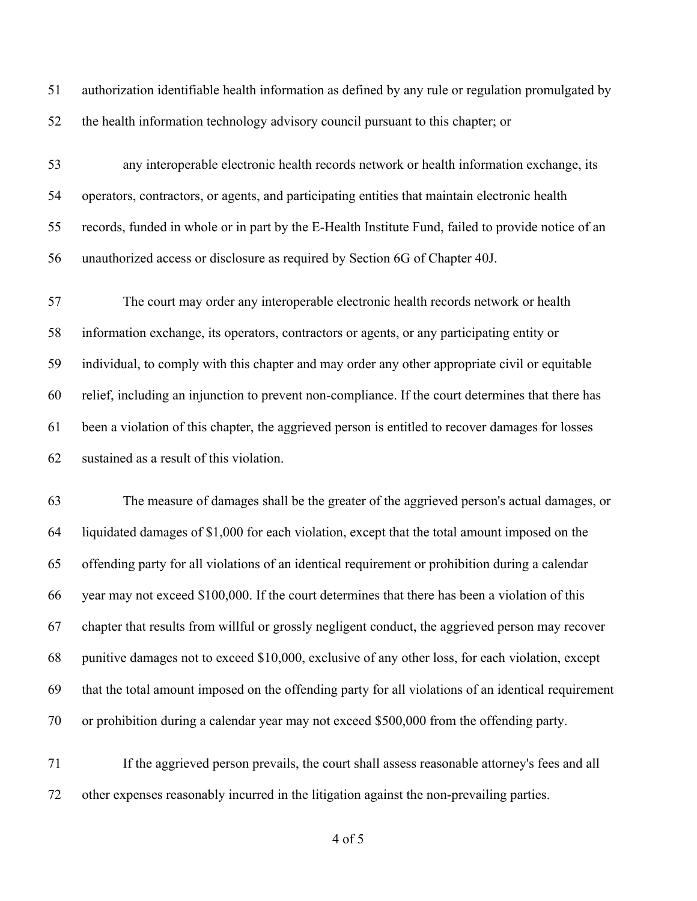authorization identifiable health information as defined by any rule or regulation promulgated by the health information technology advisory council pursuant to this chapter; or

any interoperable electronic health records network or health information exchange, its operators, contractors, or agents, and participating entities that maintain electronic health records, funded in whole or in part by the E-Health Institute Fund, failed to provide notice of an unauthorized access or disclosure as required by Section 6G of Chapter 40J.

The court may order any interoperable electronic health records network or health information exchange, its operators, contractors or agents, or any participating entity or individual, to comply with this chapter and may order any other appropriate civil or equitable relief, including an injunction to prevent non-compliance. If the court determines that there has been a violation of this chapter, the aggrieved person is entitled to recover damages for losses sustained as a result of this violation.

The measure of damages shall be the greater of the aggrieved person's actual damages, or liquidated damages of $1,000 for each violation, except that the total amount imposed on the offending party for all violations of an identical requirement or prohibition during a calendar year may not exceed $100,000. If the court determines that there has been a violation of this chapter that results from willful or grossly negligent conduct, the aggrieved person may recover punitive damages not to exceed $10,000, exclusive of any other loss, for each violation, except that the total amount imposed on the offending party for all violations of an identical requirement or prohibition during a calendar year may not exceed $500,000 from the offending party.

If the aggrieved person prevails, the court shall assess reasonable attorney's fees and all other expenses reasonably incurred in the litigation against the non-prevailing parties.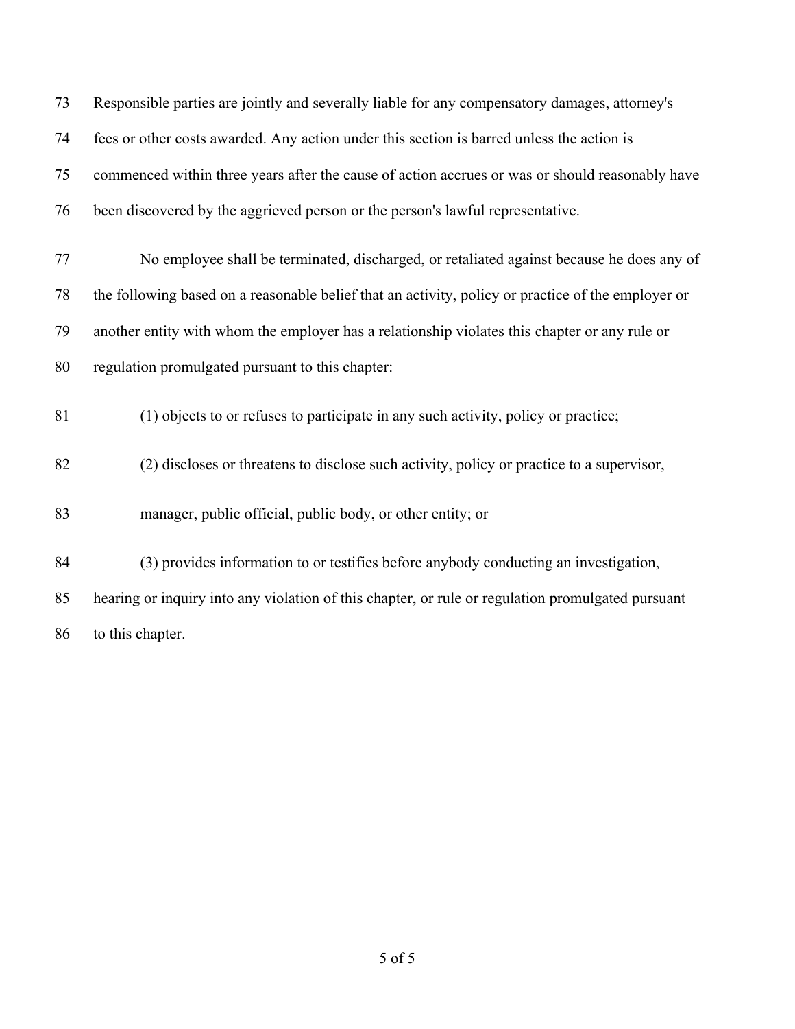Responsible parties are jointly and severally liable for any compensatory damages, attorney's fees or other costs awarded. Any action under this section is barred unless the action is commenced within three years after the cause of action accrues or was or should reasonably have been discovered by the aggrieved person or the person's lawful representative.

No employee shall be terminated, discharged, or retaliated against because he does any of the following based on a reasonable belief that an activity, policy or practice of the employer or another entity with whom the employer has a relationship violates this chapter or any rule or regulation promulgated pursuant to this chapter:

(1) objects to or refuses to participate in any such activity, policy or practice;

(2) discloses or threatens to disclose such activity, policy or practice to a supervisor, manager, public official, public body, or other entity; or

(3) provides information to or testifies before anybody conducting an investigation, hearing or inquiry into any violation of this chapter, or rule or regulation promulgated pursuant to this chapter.